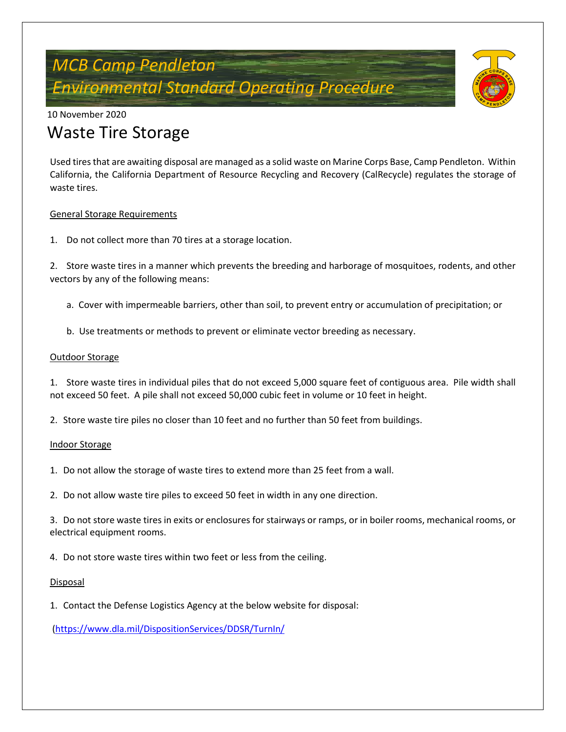# MCB Camp Pendleton
# Environmental Standard Operating Procedure

10 November 2020

## Waste Tire Storage

Used tires that are awaiting disposal are managed as a solid waste on Marine Corps Base, Camp Pendleton. Within California, the California Department of Resource Recycling and Recovery (CalRecycle) regulates the storage of waste tires.

### General Storage Requirements

1. Do not collect more than 70 tires at a storage location.

2. Store waste tires in a manner which prevents the breeding and harborage of mosquitoes, rodents, and other vectors by any of the following means:

   a. Cover with impermeable barriers, other than soil, to prevent entry or accumulation of precipitation; or

   b. Use treatments or methods to prevent or eliminate vector breeding as necessary.

### Outdoor Storage

1. Store waste tires in individual piles that do not exceed 5,000 square feet of contiguous area. Pile width shall not exceed 50 feet. A pile shall not exceed 50,000 cubic feet in volume or 10 feet in height.

2. Store waste tire piles no closer than 10 feet and no further than 50 feet from buildings.

### Indoor Storage

1. Do not allow the storage of waste tires to extend more than 25 feet from a wall.

2. Do not allow waste tire piles to exceed 50 feet in width in any one direction.

3. Do not store waste tires in exits or enclosures for stairways or ramps, or in boiler rooms, mechanical rooms, or electrical equipment rooms.

4. Do not store waste tires within two feet or less from the ceiling.

### Disposal

1. Contact the Defense Logistics Agency at the below website for disposal:

(https://www.dla.mil/DispositionServices/DDSR/TurnIn/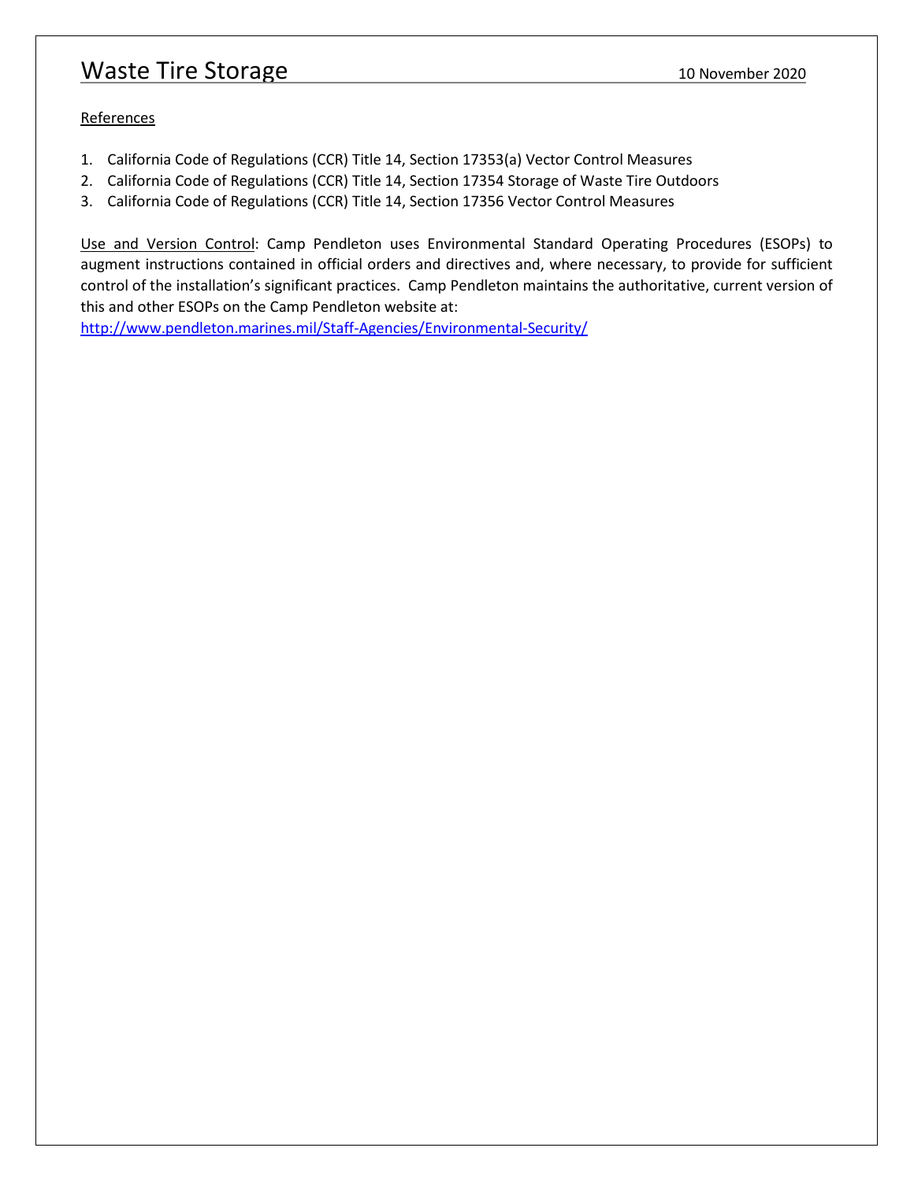## References

1. California Code of Regulations (CCR) Title 14, Section 17353(a) Vector Control Measures
2. California Code of Regulations (CCR) Title 14, Section 17354 Storage of Waste Tire Outdoors
3. California Code of Regulations (CCR) Title 14, Section 17356 Vector Control Measures

Use and Version Control: Camp Pendleton uses Environmental Standard Operating Procedures (ESOPs) to augment instructions contained in official orders and directives and, where necessary, to provide for sufficient control of the installation's significant practices. Camp Pendleton maintains the authoritative, current version of this and other ESOPs on the Camp Pendleton website at:
http://www.pendleton.marines.mil/Staff-Agencies/Environmental-Security/